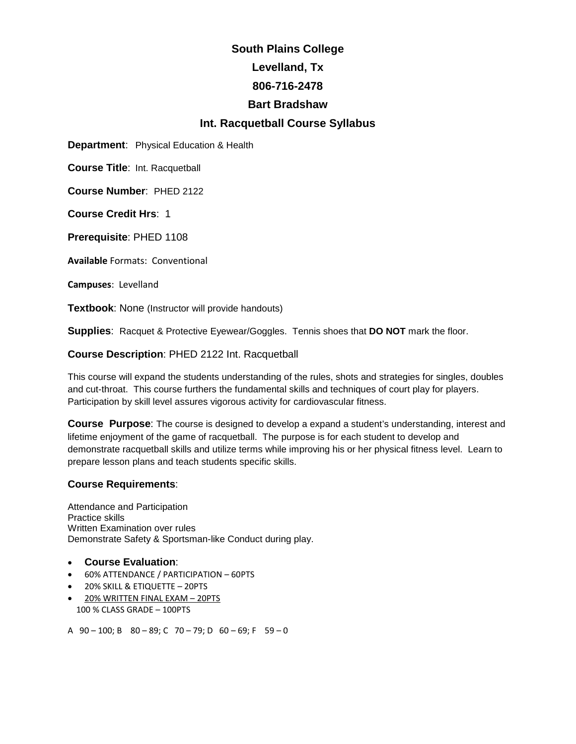# South Plains College

## Levelland, Tx

## 806-716-2478

## Bart Bradshaw

## Int. Racquetball Course Syllabus

**Department**: Physical Education & Health

**Course Title**: Int. Racquetball

**Course Number**: PHED 2122

**Course Credit Hrs**: 1

**Prerequisite**: PHED 1108

**Available** Formats: Conventional

**Campuses**: Levelland

**Textbook**: None (Instructor will provide handouts)

**Supplies**: Racquet & Protective Eyewear/Goggles. Tennis shoes that **DO NOT** mark the floor.

**Course Description**: PHED 2122 Int. Racquetball

This course will expand the students understanding of the rules, shots and strategies for singles, doubles and cut-throat. This course furthers the fundamental skills and techniques of court play for players. Participation by skill level assures vigorous activity for cardiovascular fitness.

**Course Purpose**: The course is designed to develop a expand a student's understanding, interest and lifetime enjoyment of the game of racquetball. The purpose is for each student to develop and demonstrate racquetball skills and utilize terms while improving his or her physical fitness level. Learn to prepare lesson plans and teach students specific skills.

**Course Requirements**:

Attendance and Participation
Practice skills
Written Examination over rules
Demonstrate Safety & Sportsman-like Conduct during play.

- **Course Evaluation**:
- 60% ATTENDANCE / PARTICIPATION – 60PTS
- 20% SKILL & ETIQUETTE – 20PTS
- 20% WRITTEN FINAL EXAM – 20PTS

100 % CLASS GRADE – 100PTS

A 90 – 100; B 80 – 89; C 70 – 79; D 60 – 69; F 59 – 0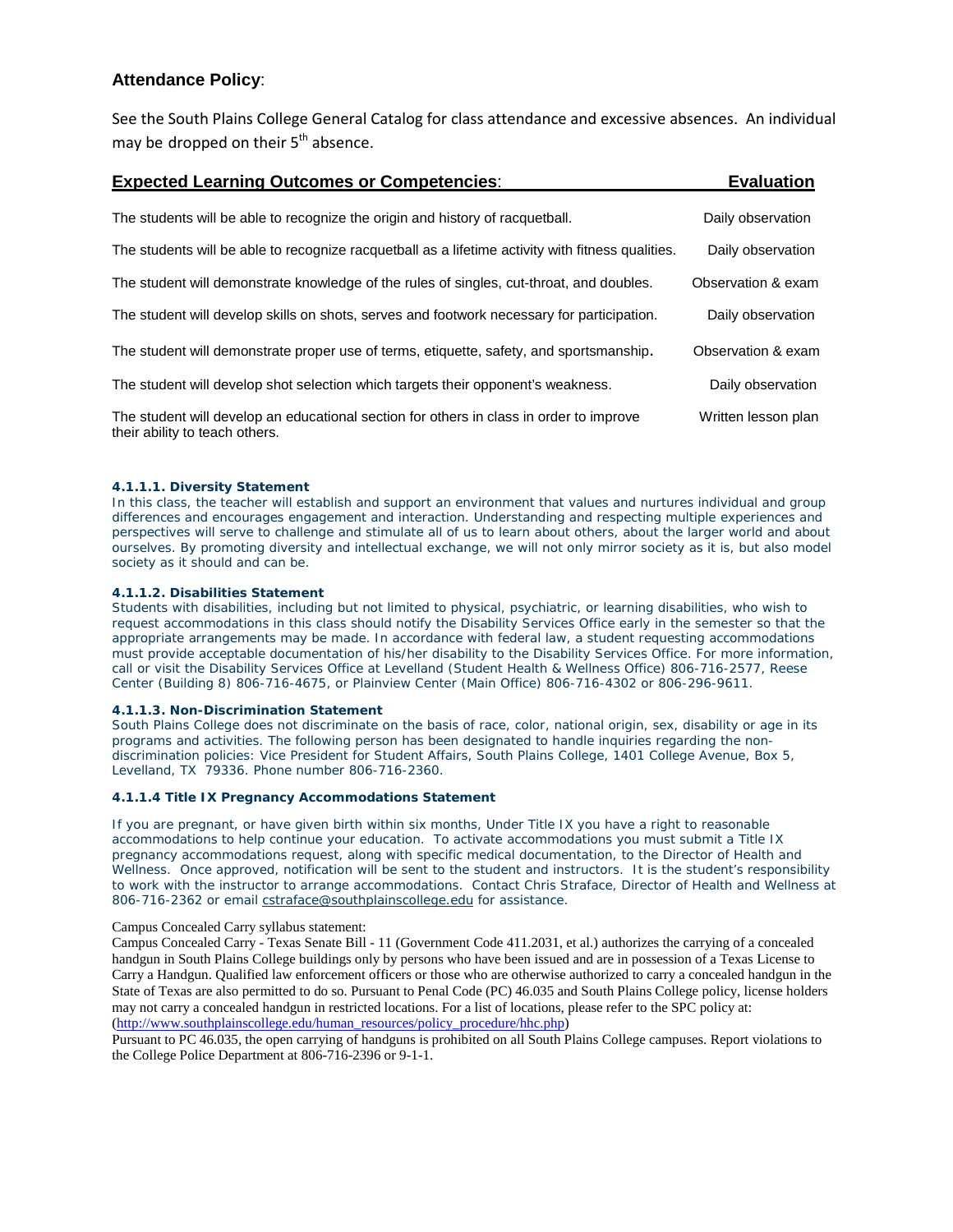### **Attendance Policy**:

See the South Plains College General Catalog for class attendance and excessive absences. An individual may be dropped on their 5th absence.

| **Expected Learning Outcomes or Competencies**: | **Evaluation** |
|---|---|
| The students will be able to recognize the origin and history of racquetball. | Daily observation |
| The students will be able to recognize racquetball as a lifetime activity with fitness qualities. | Daily observation |
| The student will demonstrate knowledge of the rules of singles, cut-throat, and doubles. | Observation & exam |
| The student will develop skills on shots, serves and footwork necessary for participation. | Daily observation |
| The student will demonstrate proper use of terms, etiquette, safety, and sportsmanship. | Observation & exam |
| The student will develop shot selection which targets their opponent's weakness. | Daily observation |
| The student will develop an educational section for others in class in order to improve their ability to teach others. | Written lesson plan |

**4.1.1.1. Diversity Statement**

In this class, the teacher will establish and support an environment that values and nurtures individual and group differences and encourages engagement and interaction. Understanding and respecting multiple experiences and perspectives will serve to challenge and stimulate all of us to learn about others, about the larger world and about ourselves. By promoting diversity and intellectual exchange, we will not only mirror society as it is, but also model society as it should and can be.

**4.1.1.2. Disabilities Statement**

Students with disabilities, including but not limited to physical, psychiatric, or learning disabilities, who wish to request accommodations in this class should notify the Disability Services Office early in the semester so that the appropriate arrangements may be made. In accordance with federal law, a student requesting accommodations must provide acceptable documentation of his/her disability to the Disability Services Office. For more information, call or visit the Disability Services Office at Levelland (Student Health & Wellness Office) 806-716-2577, Reese Center (Building 8) 806-716-4675, or Plainview Center (Main Office) 806-716-4302 or 806-296-9611.

**4.1.1.3. Non-Discrimination Statement**

South Plains College does not discriminate on the basis of race, color, national origin, sex, disability or age in its programs and activities. The following person has been designated to handle inquiries regarding the non-discrimination policies: Vice President for Student Affairs, South Plains College, 1401 College Avenue, Box 5, Levelland, TX 79336. Phone number 806-716-2360.

**4.1.1.4 Title IX Pregnancy Accommodations Statement**

If you are pregnant, or have given birth within six months, Under Title IX you have a right to reasonable accommodations to help continue your education. To activate accommodations you must submit a Title IX pregnancy accommodations request, along with specific medical documentation, to the Director of Health and Wellness. Once approved, notification will be sent to the student and instructors. It is the student's responsibility to work with the instructor to arrange accommodations. Contact Chris Straface, Director of Health and Wellness at 806-716-2362 or email cstraface@southplainscollege.edu for assistance.

Campus Concealed Carry syllabus statement:

Campus Concealed Carry - Texas Senate Bill - 11 (Government Code 411.2031, et al.) authorizes the carrying of a concealed handgun in South Plains College buildings only by persons who have been issued and are in possession of a Texas License to Carry a Handgun. Qualified law enforcement officers or those who are otherwise authorized to carry a concealed handgun in the State of Texas are also permitted to do so. Pursuant to Penal Code (PC) 46.035 and South Plains College policy, license holders may not carry a concealed handgun in restricted locations. For a list of locations, please refer to the SPC policy at: (http://www.southplainscollege.edu/human_resources/policy_procedure/hhc.php)

Pursuant to PC 46.035, the open carrying of handguns is prohibited on all South Plains College campuses. Report violations to the College Police Department at 806-716-2396 or 9-1-1.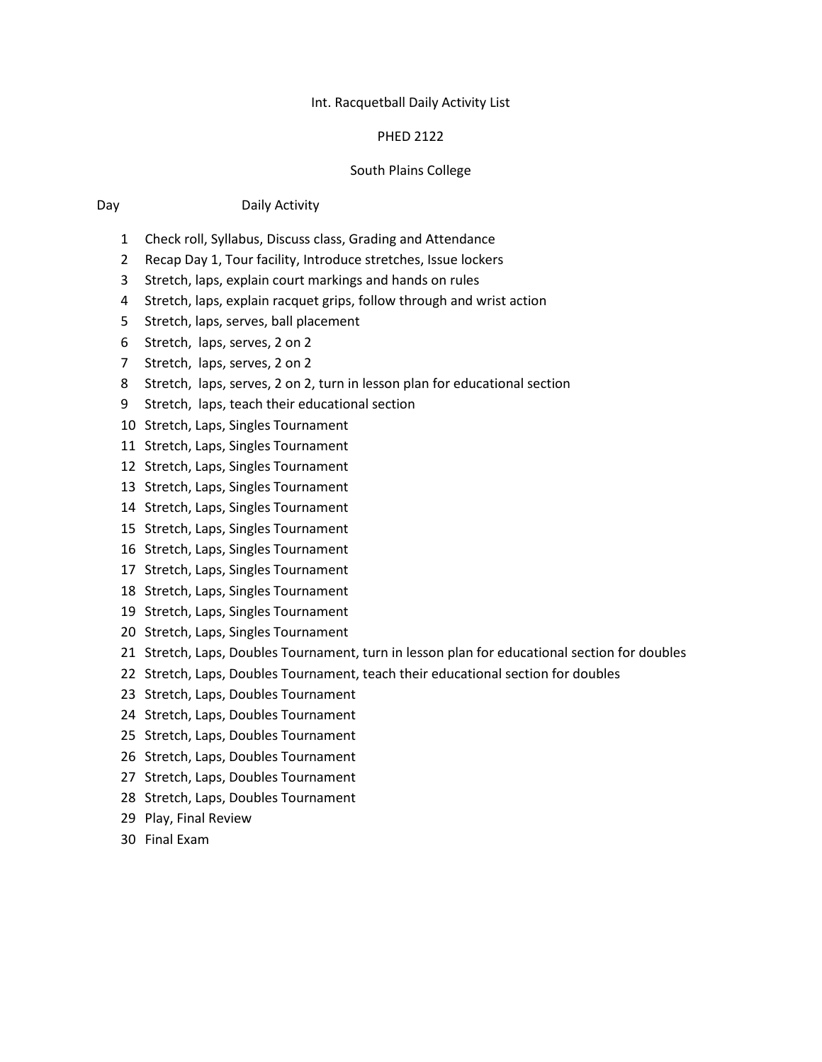Int. Racquetball Daily Activity List

PHED 2122

South Plains College

| Day | Daily Activity |
|---|---|
| 1 | Check roll, Syllabus, Discuss class, Grading and Attendance |
| 2 | Recap Day 1, Tour facility, Introduce stretches, Issue lockers |
| 3 | Stretch, laps, explain court markings and hands on rules |
| 4 | Stretch, laps, explain racquet grips, follow through and wrist action |
| 5 | Stretch, laps, serves, ball placement |
| 6 | Stretch, laps, serves, 2 on 2 |
| 7 | Stretch, laps, serves, 2 on 2 |
| 8 | Stretch, laps, serves, 2 on 2, turn in lesson plan for educational section |
| 9 | Stretch, laps, teach their educational section |
| 10 | Stretch, Laps, Singles Tournament |
| 11 | Stretch, Laps, Singles Tournament |
| 12 | Stretch, Laps, Singles Tournament |
| 13 | Stretch, Laps, Singles Tournament |
| 14 | Stretch, Laps, Singles Tournament |
| 15 | Stretch, Laps, Singles Tournament |
| 16 | Stretch, Laps, Singles Tournament |
| 17 | Stretch, Laps, Singles Tournament |
| 18 | Stretch, Laps, Singles Tournament |
| 19 | Stretch, Laps, Singles Tournament |
| 20 | Stretch, Laps, Singles Tournament |
| 21 | Stretch, Laps, Doubles Tournament, turn in lesson plan for educational section for doubles |
| 22 | Stretch, Laps, Doubles Tournament, teach their educational section for doubles |
| 23 | Stretch, Laps, Doubles Tournament |
| 24 | Stretch, Laps, Doubles Tournament |
| 25 | Stretch, Laps, Doubles Tournament |
| 26 | Stretch, Laps, Doubles Tournament |
| 27 | Stretch, Laps, Doubles Tournament |
| 28 | Stretch, Laps, Doubles Tournament |
| 29 | Play, Final Review |
| 30 | Final Exam |